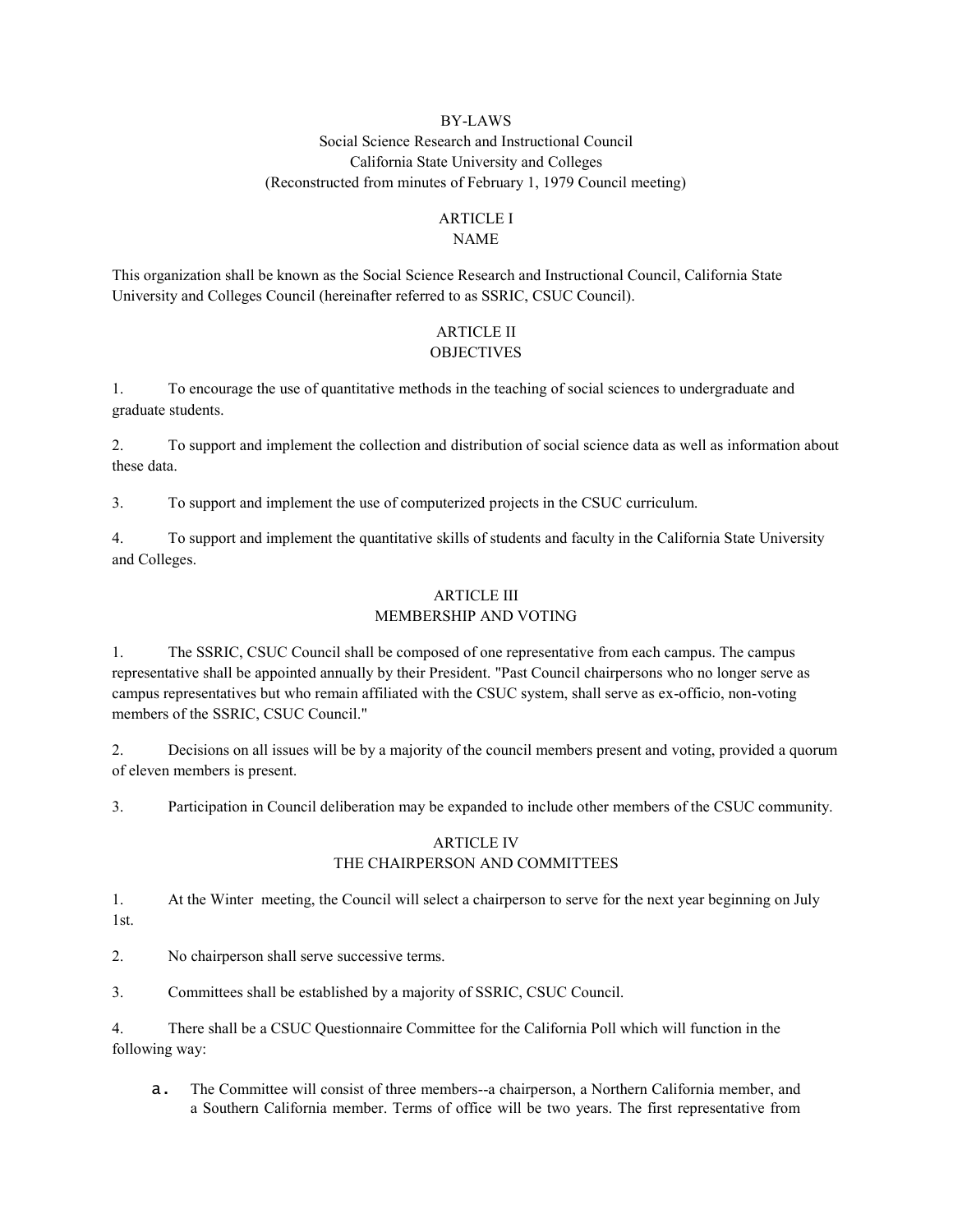# BY-LAWS

Social Science Research and Instructional Council
California State University and Colleges
(Reconstructed from minutes of February 1, 1979 Council meeting)

## ARTICLE I
## NAME

This organization shall be known as the Social Science Research and Instructional Council, California State University and Colleges Council (hereinafter referred to as SSRIC, CSUC Council).

## ARTICLE II
## OBJECTIVES

1. To encourage the use of quantitative methods in the teaching of social sciences to undergraduate and graduate students.

2. To support and implement the collection and distribution of social science data as well as information about these data.

3. To support and implement the use of computerized projects in the CSUC curriculum.

4. To support and implement the quantitative skills of students and faculty in the California State University and Colleges.

## ARTICLE III
## MEMBERSHIP AND VOTING

1. The SSRIC, CSUC Council shall be composed of one representative from each campus. The campus representative shall be appointed annually by their President. "Past Council chairpersons who no longer serve as campus representatives but who remain affiliated with the CSUC system, shall serve as ex-officio, non-voting members of the SSRIC, CSUC Council."

2. Decisions on all issues will be by a majority of the council members present and voting, provided a quorum of eleven members is present.

3. Participation in Council deliberation may be expanded to include other members of the CSUC community.

## ARTICLE IV
## THE CHAIRPERSON AND COMMITTEES

1. At the Winter meeting, the Council will select a chairperson to serve for the next year beginning on July 1st.

2. No chairperson shall serve successive terms.

3. Committees shall be established by a majority of SSRIC, CSUC Council.

4. There shall be a CSUC Questionnaire Committee for the California Poll which will function in the following way:

   a. The Committee will consist of three members--a chairperson, a Northern California member, and a Southern California member. Terms of office will be two years. The first representative from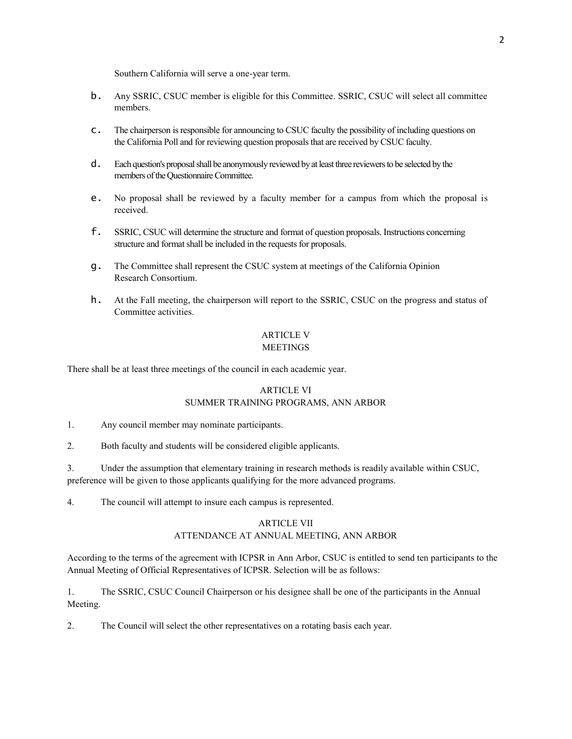Southern California will serve a one-year term.

b. Any SSRIC, CSUC member is eligible for this Committee. SSRIC, CSUC will select all committee members.

c. The chairperson is responsible for announcing to CSUC faculty the possibility of including questions on the California Poll and for reviewing question proposals that are received by CSUC faculty.

d. Each question's proposal shall be anonymously reviewed by at least three reviewers to be selected by the members of the Questionnaire Committee.

e. No proposal shall be reviewed by a faculty member for a campus from which the proposal is received.

f. SSRIC, CSUC will determine the structure and format of question proposals. Instructions concerning structure and format shall be included in the requests for proposals.

g. The Committee shall represent the CSUC system at meetings of the California Opinion Research Consortium.

h. At the Fall meeting, the chairperson will report to the SSRIC, CSUC on the progress and status of Committee activities.

## ARTICLE V
## MEETINGS

There shall be at least three meetings of the council in each academic year.

## ARTICLE VI
## SUMMER TRAINING PROGRAMS, ANN ARBOR

1. Any council member may nominate participants.

2. Both faculty and students will be considered eligible applicants.

3. Under the assumption that elementary training in research methods is readily available within CSUC, preference will be given to those applicants qualifying for the more advanced programs.

4. The council will attempt to insure each campus is represented.

## ARTICLE VII
## ATTENDANCE AT ANNUAL MEETING, ANN ARBOR

According to the terms of the agreement with ICPSR in Ann Arbor, CSUC is entitled to send ten participants to the Annual Meeting of Official Representatives of ICPSR. Selection will be as follows:

1. The SSRIC, CSUC Council Chairperson or his designee shall be one of the participants in the Annual Meeting.

2. The Council will select the other representatives on a rotating basis each year.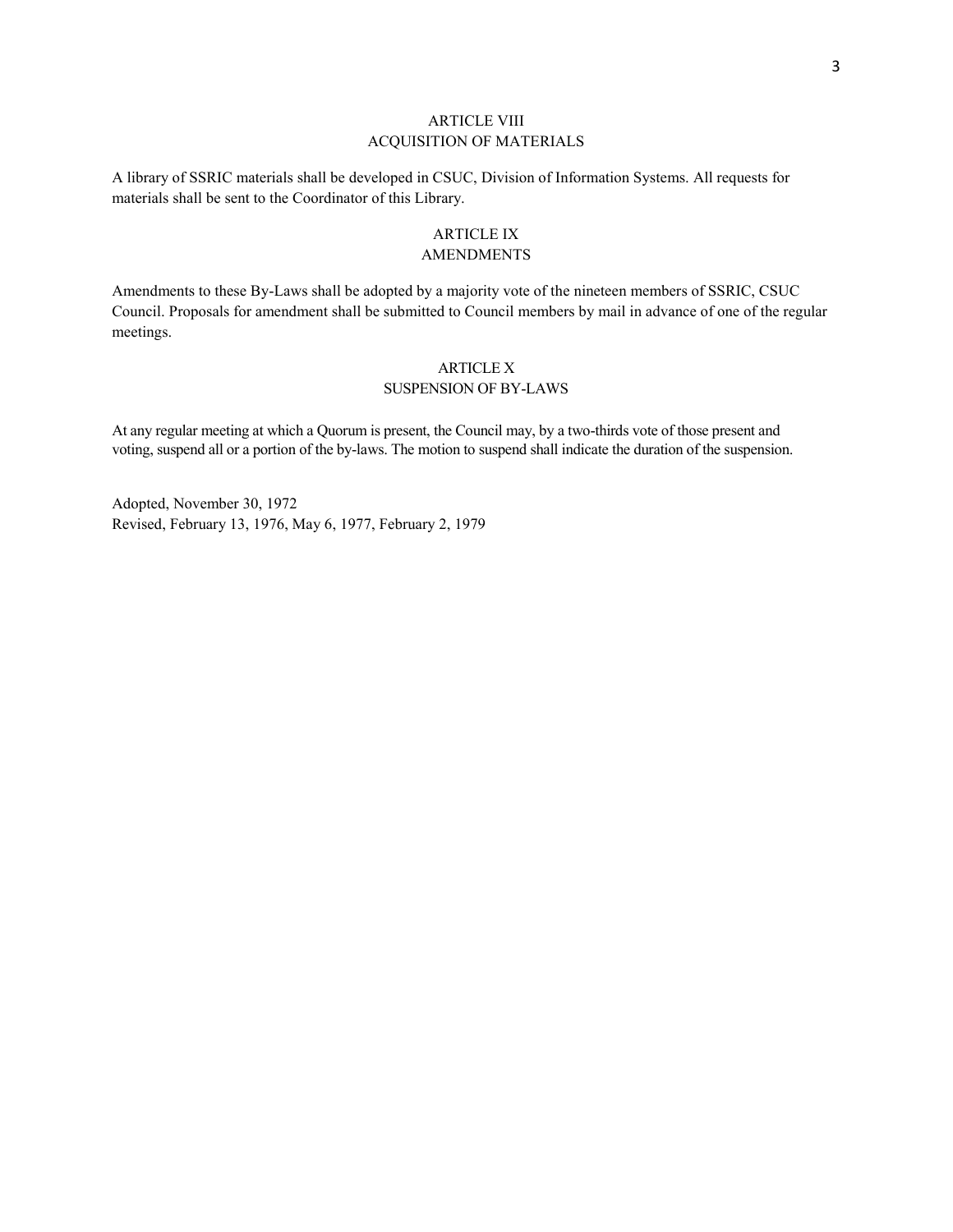## ARTICLE VIII
## ACQUISITION OF MATERIALS

A library of SSRIC materials shall be developed in CSUC, Division of Information Systems. All requests for materials shall be sent to the Coordinator of this Library.

## ARTICLE IX
## AMENDMENTS

Amendments to these By-Laws shall be adopted by a majority vote of the nineteen members of SSRIC, CSUC Council. Proposals for amendment shall be submitted to Council members by mail in advance of one of the regular meetings.

## ARTICLE X
## SUSPENSION OF BY-LAWS

At any regular meeting at which a Quorum is present, the Council may, by a two-thirds vote of those present and voting, suspend all or a portion of the by-laws. The motion to suspend shall indicate the duration of the suspension.

Adopted, November 30, 1972
Revised, February 13, 1976, May 6, 1977, February 2, 1979